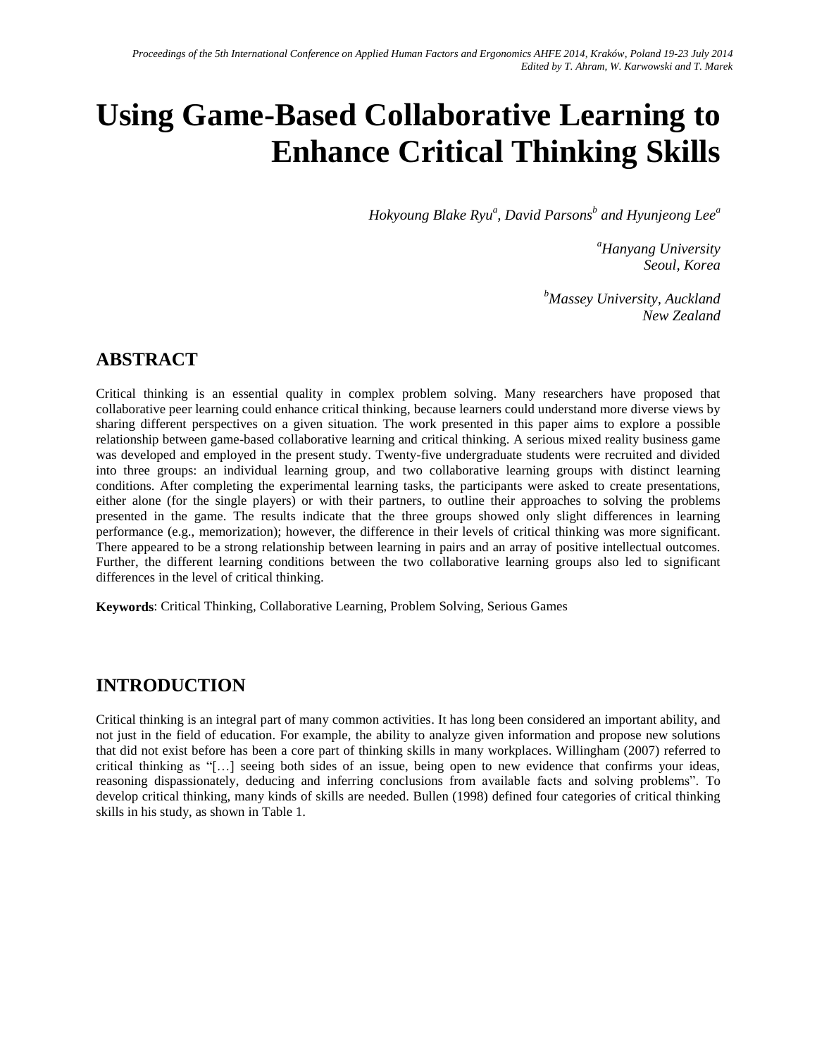# Using Game-Based Collaborative Learning to Enhance Critical Thinking Skills

*Hokyoung Blake Ryu[a], David Parsons[b] and Hyunjeong Lee[a]*

*[a]Hanyang University*
*Seoul, Korea*

*[b]Massey University, Auckland*
*New Zealand*

## ABSTRACT

Critical thinking is an essential quality in complex problem solving. Many researchers have proposed that collaborative peer learning could enhance critical thinking, because learners could understand more diverse views by sharing different perspectives on a given situation. The work presented in this paper aims to explore a possible relationship between game-based collaborative learning and critical thinking. A serious mixed reality business game was developed and employed in the present study. Twenty-five undergraduate students were recruited and divided into three groups: an individual learning group, and two collaborative learning groups with distinct learning conditions. After completing the experimental learning tasks, the participants were asked to create presentations, either alone (for the single players) or with their partners, to outline their approaches to solving the problems presented in the game. The results indicate that the three groups showed only slight differences in learning performance (e.g., memorization); however, the difference in their levels of critical thinking was more significant. There appeared to be a strong relationship between learning in pairs and an array of positive intellectual outcomes. Further, the different learning conditions between the two collaborative learning groups also led to significant differences in the level of critical thinking.

**Keywords**: Critical Thinking, Collaborative Learning, Problem Solving, Serious Games

## INTRODUCTION

Critical thinking is an integral part of many common activities. It has long been considered an important ability, and not just in the field of education. For example, the ability to analyze given information and propose new solutions that did not exist before has been a core part of thinking skills in many workplaces. Willingham (2007) referred to critical thinking as "[…] seeing both sides of an issue, being open to new evidence that confirms your ideas, reasoning dispassionately, deducing and inferring conclusions from available facts and solving problems". To develop critical thinking, many kinds of skills are needed. Bullen (1998) defined four categories of critical thinking skills in his study, as shown in Table 1.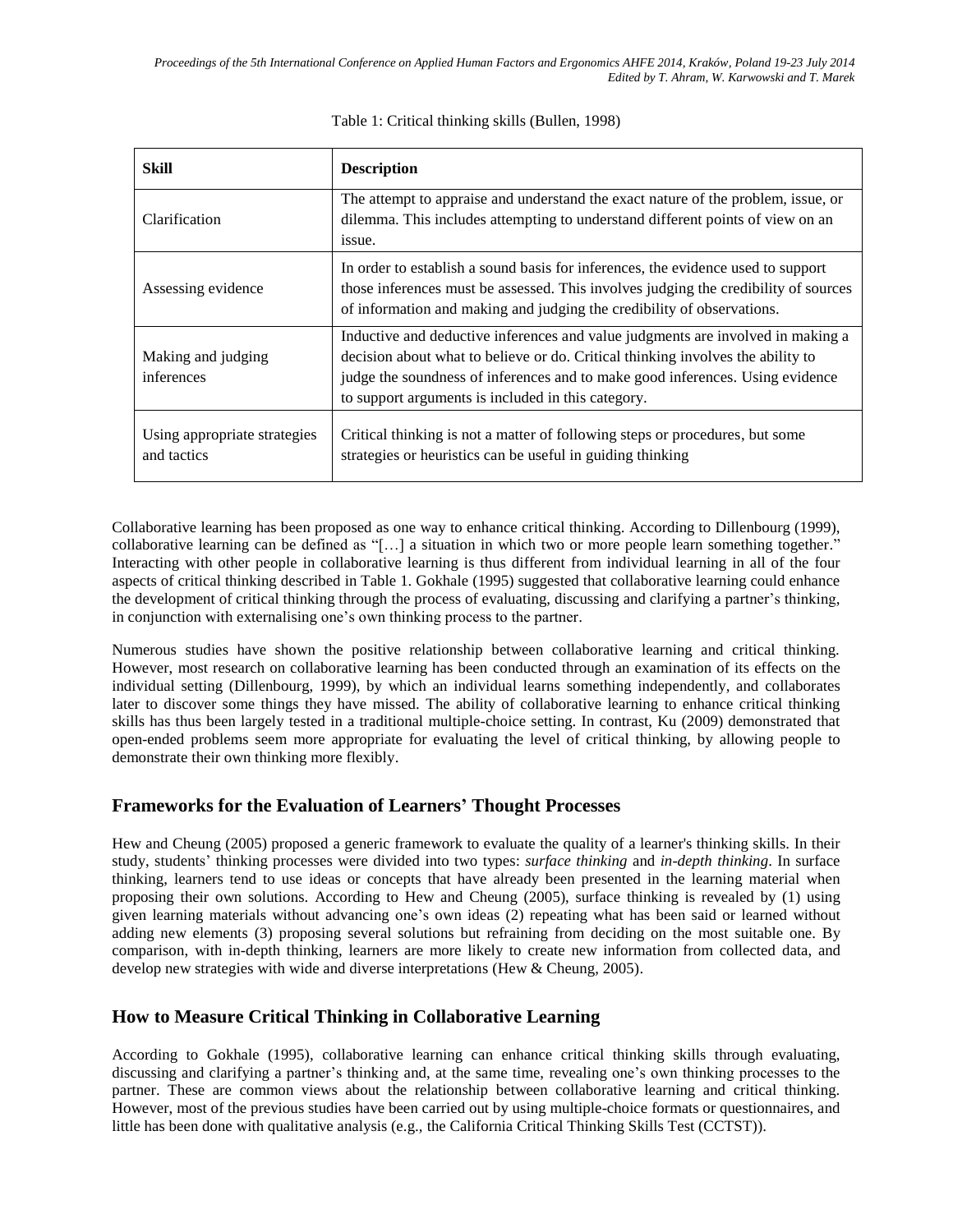Table 1: Critical thinking skills (Bullen, 1998)

| Skill | Description |
| --- | --- |
| Clarification | The attempt to appraise and understand the exact nature of the problem, issue, or dilemma. This includes attempting to understand different points of view on an issue. |
| Assessing evidence | In order to establish a sound basis for inferences, the evidence used to support those inferences must be assessed. This involves judging the credibility of sources of information and making and judging the credibility of observations. |
| Making and judging inferences | Inductive and deductive inferences and value judgments are involved in making a decision about what to believe or do. Critical thinking involves the ability to judge the soundness of inferences and to make good inferences. Using evidence to support arguments is included in this category. |
| Using appropriate strategies and tactics | Critical thinking is not a matter of following steps or procedures, but some strategies or heuristics can be useful in guiding thinking |

Collaborative learning has been proposed as one way to enhance critical thinking. According to Dillenbourg (1999), collaborative learning can be defined as "[…] a situation in which two or more people learn something together." Interacting with other people in collaborative learning is thus different from individual learning in all of the four aspects of critical thinking described in Table 1. Gokhale (1995) suggested that collaborative learning could enhance the development of critical thinking through the process of evaluating, discussing and clarifying a partner's thinking, in conjunction with externalising one's own thinking process to the partner.

Numerous studies have shown the positive relationship between collaborative learning and critical thinking. However, most research on collaborative learning has been conducted through an examination of its effects on the individual setting (Dillenbourg, 1999), by which an individual learns something independently, and collaborates later to discover some things they have missed. The ability of collaborative learning to enhance critical thinking skills has thus been largely tested in a traditional multiple-choice setting. In contrast, Ku (2009) demonstrated that open-ended problems seem more appropriate for evaluating the level of critical thinking, by allowing people to demonstrate their own thinking more flexibly.

## Frameworks for the Evaluation of Learners' Thought Processes

Hew and Cheung (2005) proposed a generic framework to evaluate the quality of a learner's thinking skills. In their study, students' thinking processes were divided into two types: *surface thinking* and *in-depth thinking*. In surface thinking, learners tend to use ideas or concepts that have already been presented in the learning material when proposing their own solutions. According to Hew and Cheung (2005), surface thinking is revealed by (1) using given learning materials without advancing one's own ideas (2) repeating what has been said or learned without adding new elements (3) proposing several solutions but refraining from deciding on the most suitable one. By comparison, with in-depth thinking, learners are more likely to create new information from collected data, and develop new strategies with wide and diverse interpretations (Hew & Cheung, 2005).

## How to Measure Critical Thinking in Collaborative Learning

According to Gokhale (1995), collaborative learning can enhance critical thinking skills through evaluating, discussing and clarifying a partner's thinking and, at the same time, revealing one's own thinking processes to the partner. These are common views about the relationship between collaborative learning and critical thinking. However, most of the previous studies have been carried out by using multiple-choice formats or questionnaires, and little has been done with qualitative analysis (e.g., the California Critical Thinking Skills Test (CCTST)).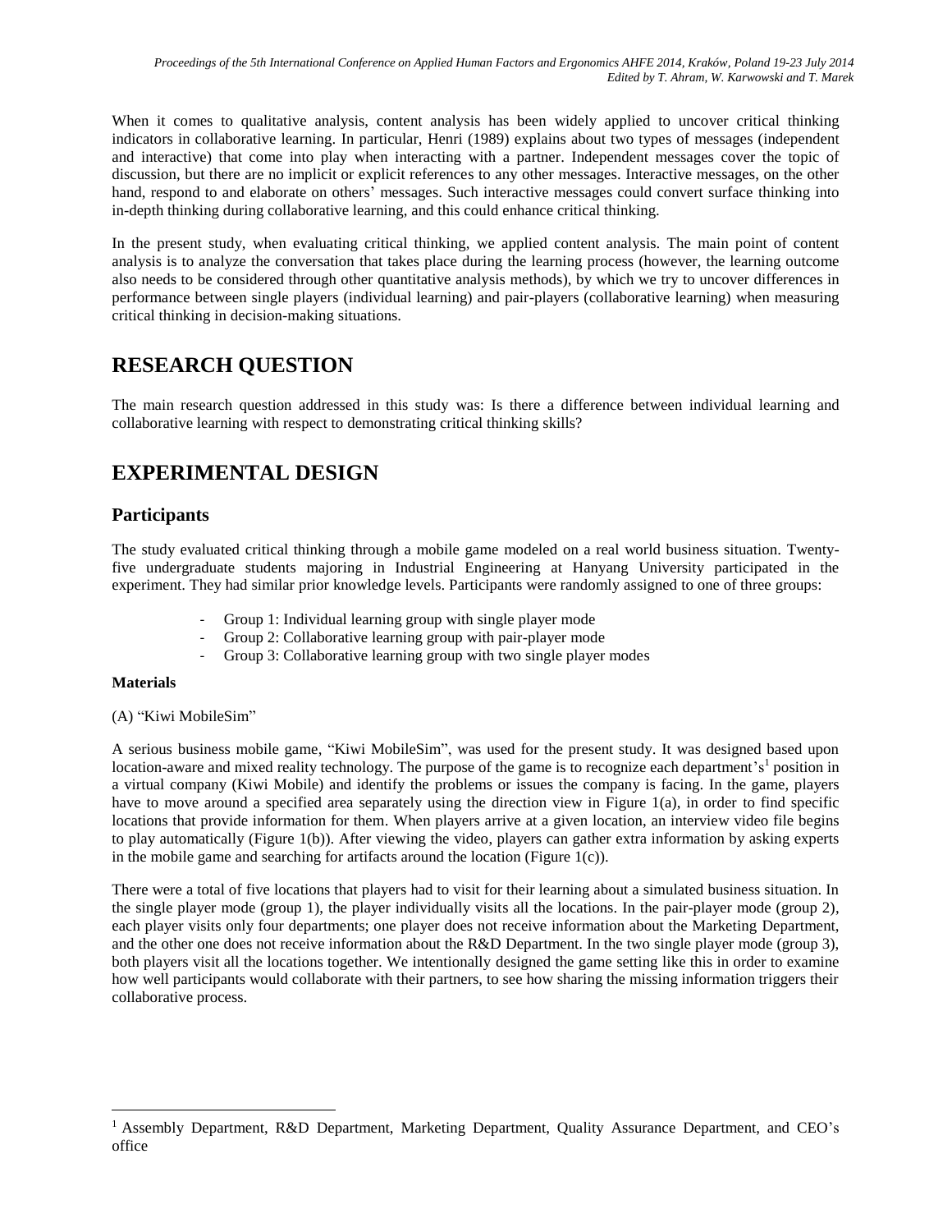When it comes to qualitative analysis, content analysis has been widely applied to uncover critical thinking indicators in collaborative learning. In particular, Henri (1989) explains about two types of messages (independent and interactive) that come into play when interacting with a partner. Independent messages cover the topic of discussion, but there are no implicit or explicit references to any other messages. Interactive messages, on the other hand, respond to and elaborate on others' messages. Such interactive messages could convert surface thinking into in-depth thinking during collaborative learning, and this could enhance critical thinking.

In the present study, when evaluating critical thinking, we applied content analysis. The main point of content analysis is to analyze the conversation that takes place during the learning process (however, the learning outcome also needs to be considered through other quantitative analysis methods), by which we try to uncover differences in performance between single players (individual learning) and pair-players (collaborative learning) when measuring critical thinking in decision-making situations.

# RESEARCH QUESTION

The main research question addressed in this study was: Is there a difference between individual learning and collaborative learning with respect to demonstrating critical thinking skills?

# EXPERIMENTAL DESIGN

## Participants

The study evaluated critical thinking through a mobile game modeled on a real world business situation. Twenty-five undergraduate students majoring in Industrial Engineering at Hanyang University participated in the experiment. They had similar prior knowledge levels. Participants were randomly assigned to one of three groups:

- Group 1: Individual learning group with single player mode
- Group 2: Collaborative learning group with pair-player mode
- Group 3: Collaborative learning group with two single player modes

**Materials**

(A) "Kiwi MobileSim"

A serious business mobile game, "Kiwi MobileSim", was used for the present study. It was designed based upon location-aware and mixed reality technology. The purpose of the game is to recognize each department's[1] position in a virtual company (Kiwi Mobile) and identify the problems or issues the company is facing. In the game, players have to move around a specified area separately using the direction view in Figure 1(a), in order to find specific locations that provide information for them. When players arrive at a given location, an interview video file begins to play automatically (Figure 1(b)). After viewing the video, players can gather extra information by asking experts in the mobile game and searching for artifacts around the location (Figure 1(c)).

There were a total of five locations that players had to visit for their learning about a simulated business situation. In the single player mode (group 1), the player individually visits all the locations. In the pair-player mode (group 2), each player visits only four departments; one player does not receive information about the Marketing Department, and the other one does not receive information about the R&D Department. In the two single player mode (group 3), both players visit all the locations together. We intentionally designed the game setting like this in order to examine how well participants would collaborate with their partners, to see how sharing the missing information triggers their collaborative process.

[1] Assembly Department, R&D Department, Marketing Department, Quality Assurance Department, and CEO's office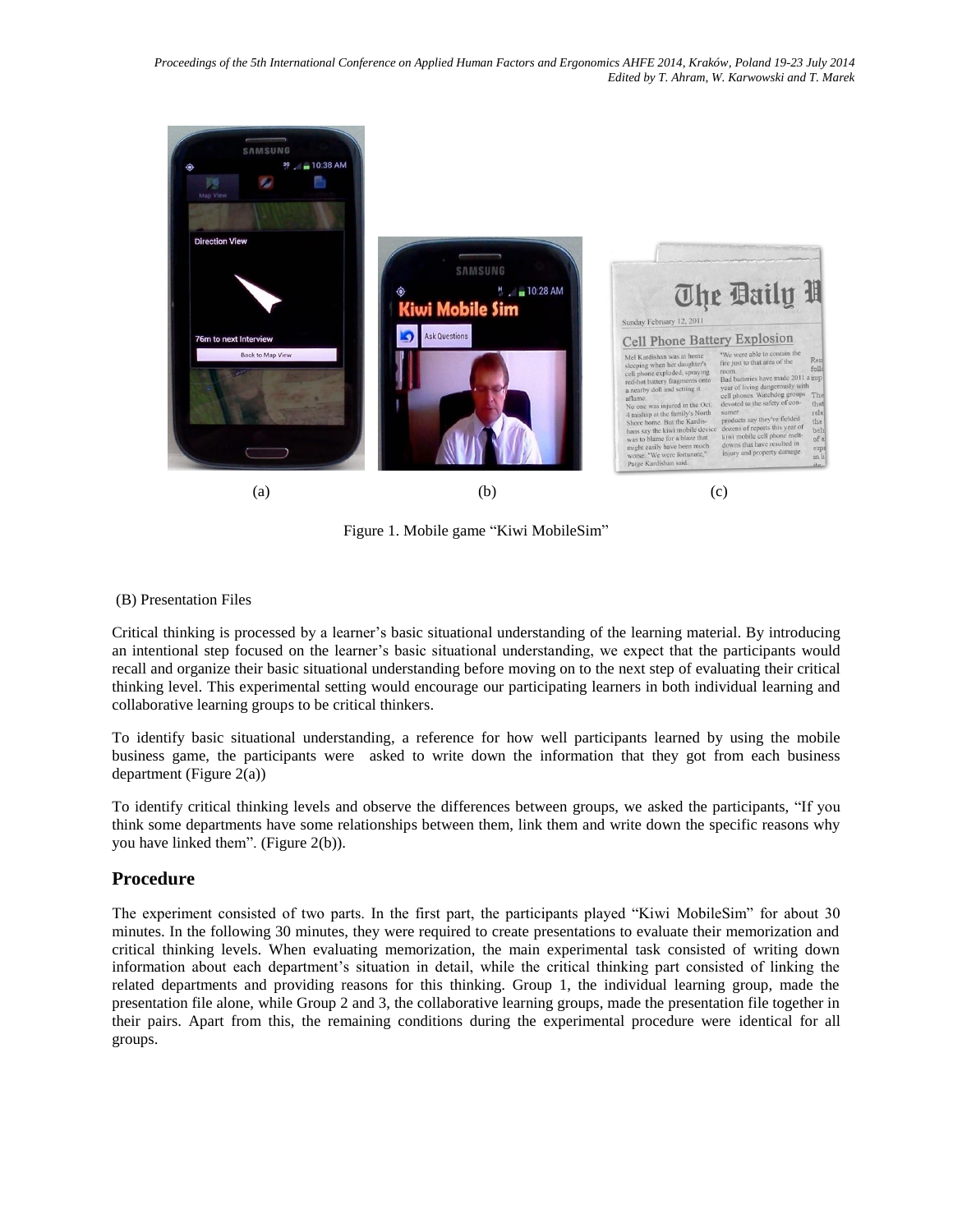(a) (b) (c)

Figure 1. Mobile game "Kiwi MobileSim"

(B) Presentation Files

Critical thinking is processed by a learner's basic situational understanding of the learning material. By introducing an intentional step focused on the learner's basic situational understanding, we expect that the participants would recall and organize their basic situational understanding before moving on to the next step of evaluating their critical thinking level. This experimental setting would encourage our participating learners in both individual learning and collaborative learning groups to be critical thinkers.

To identify basic situational understanding, a reference for how well participants learned by using the mobile business game, the participants were asked to write down the information that they got from each business department (Figure 2(a))

To identify critical thinking levels and observe the differences between groups, we asked the participants, "If you think some departments have some relationships between them, link them and write down the specific reasons why you have linked them". (Figure 2(b)).

## Procedure

The experiment consisted of two parts. In the first part, the participants played "Kiwi MobileSim" for about 30 minutes. In the following 30 minutes, they were required to create presentations to evaluate their memorization and critical thinking levels. When evaluating memorization, the main experimental task consisted of writing down information about each department's situation in detail, while the critical thinking part consisted of linking the related departments and providing reasons for this thinking. Group 1, the individual learning group, made the presentation file alone, while Group 2 and 3, the collaborative learning groups, made the presentation file together in their pairs. Apart from this, the remaining conditions during the experimental procedure were identical for all groups.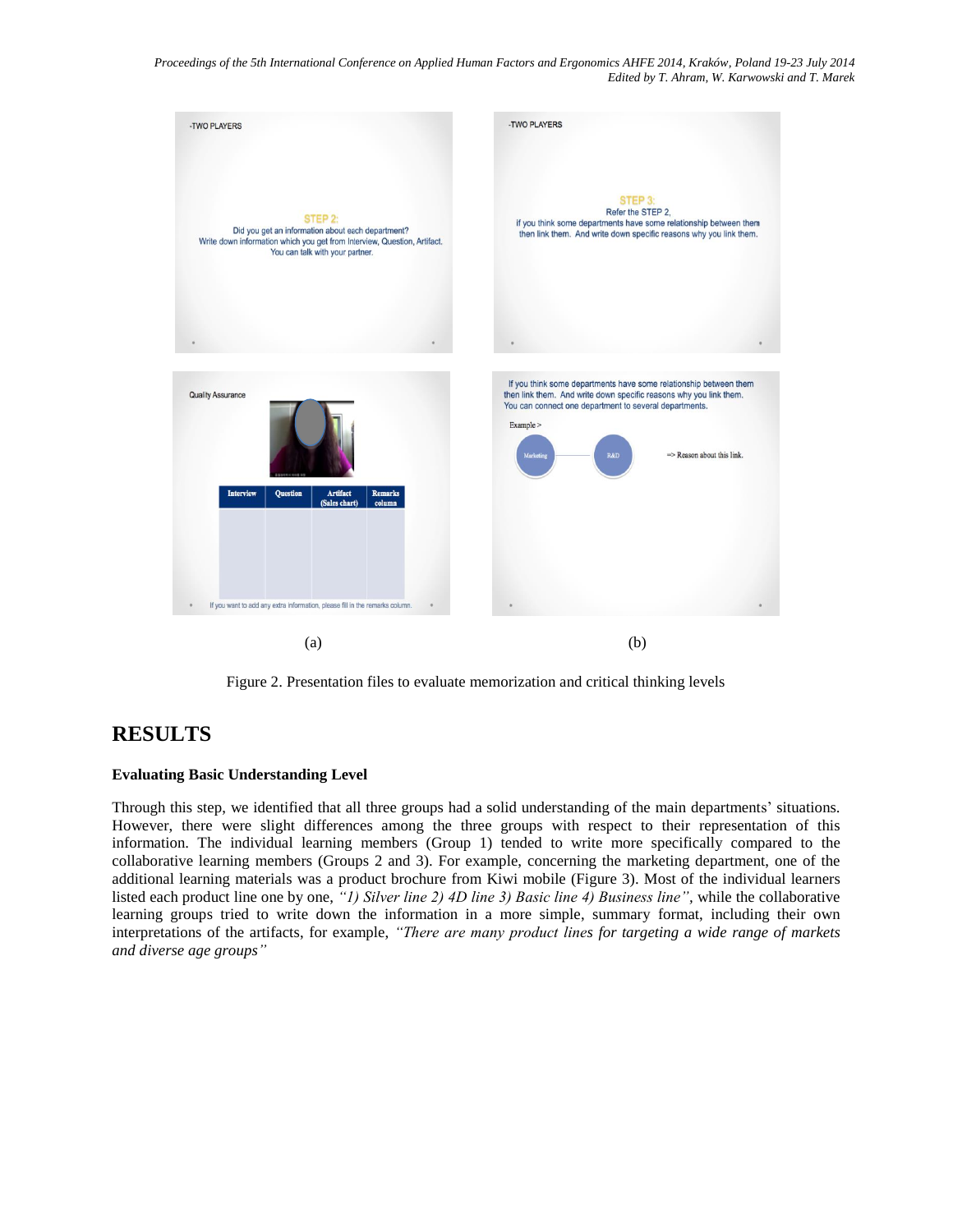(a) (b)

Figure 2. Presentation files to evaluate memorization and critical thinking levels

# RESULTS

### Evaluating Basic Understanding Level

Through this step, we identified that all three groups had a solid understanding of the main departments' situations. However, there were slight differences among the three groups with respect to their representation of this information. The individual learning members (Group 1) tended to write more specifically compared to the collaborative learning members (Groups 2 and 3). For example, concerning the marketing department, one of the additional learning materials was a product brochure from Kiwi mobile (Figure 3). Most of the individual learners listed each product line one by one, *"1) Silver line 2) 4D line 3) Basic line 4) Business line"*, while the collaborative learning groups tried to write down the information in a more simple, summary format, including their own interpretations of the artifacts, for example, *"There are many product lines for targeting a wide range of markets and diverse age groups"*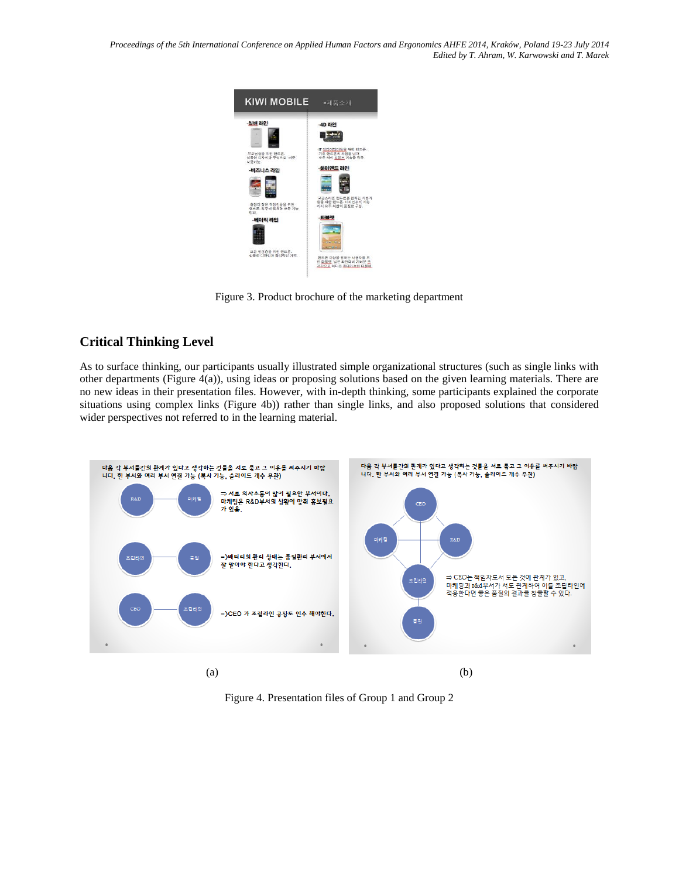Figure 3. Product brochure of the marketing department

## Critical Thinking Level

As to surface thinking, our participants usually illustrated simple organizational structures (such as single links with other departments (Figure 4(a)), using ideas or proposing solutions based on the given learning materials. There are no new ideas in their presentation files. However, with in-depth thinking, some participants explained the corporate situations using complex links (Figure 4b)) rather than single links, and also proposed solutions that considered wider perspectives not referred to in the learning material.

(a)

(b)

Figure 4. Presentation files of Group 1 and Group 2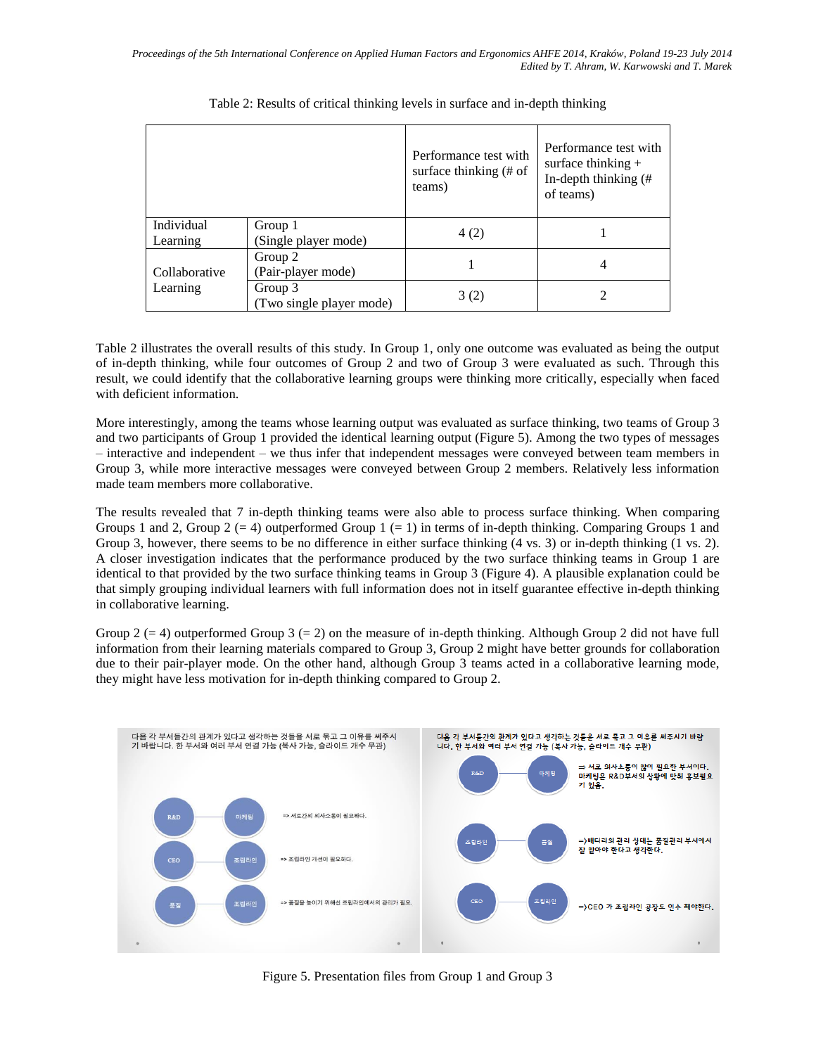Table 2: Results of critical thinking levels in surface and in-depth thinking

| | | Performance test with surface thinking (# of teams) | Performance test with surface thinking + In-depth thinking (# of teams) |
|---|---|---|---|
| Individual Learning | Group 1 (Single player mode) | 4 (2) | 1 |
| Collaborative Learning | Group 2 (Pair-player mode) | 1 | 4 |
| | Group 3 (Two single player mode) | 3 (2) | 2 |

Table 2 illustrates the overall results of this study. In Group 1, only one outcome was evaluated as being the output of in-depth thinking, while four outcomes of Group 2 and two of Group 3 were evaluated as such. Through this result, we could identify that the collaborative learning groups were thinking more critically, especially when faced with deficient information.

More interestingly, among the teams whose learning output was evaluated as surface thinking, two teams of Group 3 and two participants of Group 1 provided the identical learning output (Figure 5). Among the two types of messages – interactive and independent – we thus infer that independent messages were conveyed between team members in Group 3, while more interactive messages were conveyed between Group 2 members. Relatively less information made team members more collaborative.

The results revealed that 7 in-depth thinking teams were also able to process surface thinking. When comparing Groups 1 and 2, Group 2 (= 4) outperformed Group 1 (= 1) in terms of in-depth thinking. Comparing Groups 1 and Group 3, however, there seems to be no difference in either surface thinking (4 vs. 3) or in-depth thinking (1 vs. 2). A closer investigation indicates that the performance produced by the two surface thinking teams in Group 1 are identical to that provided by the two surface thinking teams in Group 3 (Figure 4). A plausible explanation could be that simply grouping individual learners with full information does not in itself guarantee effective in-depth thinking in collaborative learning.

Group 2 (= 4) outperformed Group 3 (= 2) on the measure of in-depth thinking. Although Group 2 did not have full information from their learning materials compared to Group 3, Group 2 might have better grounds for collaboration due to their pair-player mode. On the other hand, although Group 3 teams acted in a collaborative learning mode, they might have less motivation for in-depth thinking compared to Group 2.

Figure 5. Presentation files from Group 1 and Group 3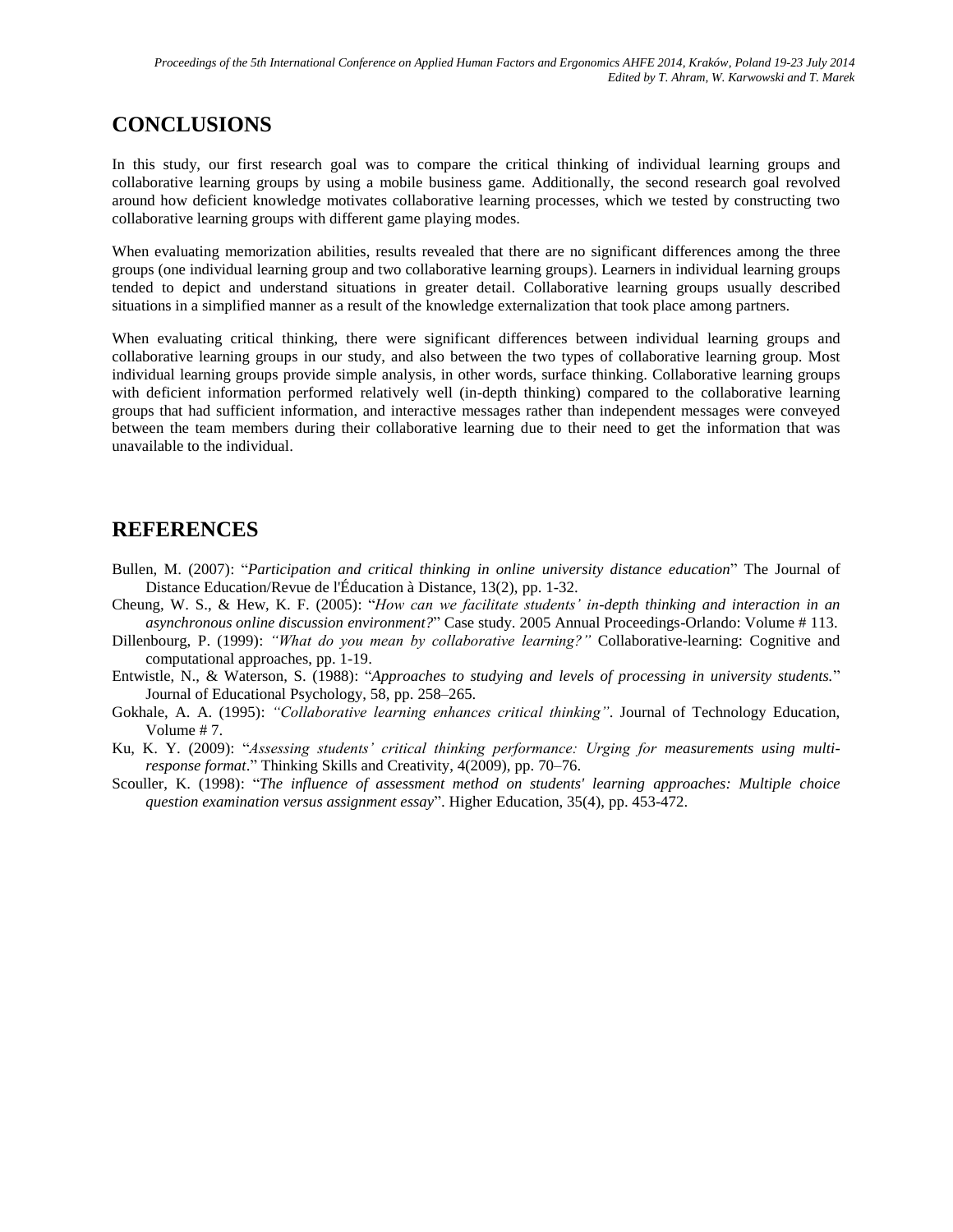## CONCLUSIONS

In this study, our first research goal was to compare the critical thinking of individual learning groups and collaborative learning groups by using a mobile business game. Additionally, the second research goal revolved around how deficient knowledge motivates collaborative learning processes, which we tested by constructing two collaborative learning groups with different game playing modes.

When evaluating memorization abilities, results revealed that there are no significant differences among the three groups (one individual learning group and two collaborative learning groups). Learners in individual learning groups tended to depict and understand situations in greater detail. Collaborative learning groups usually described situations in a simplified manner as a result of the knowledge externalization that took place among partners.

When evaluating critical thinking, there were significant differences between individual learning groups and collaborative learning groups in our study, and also between the two types of collaborative learning group. Most individual learning groups provide simple analysis, in other words, surface thinking. Collaborative learning groups with deficient information performed relatively well (in-depth thinking) compared to the collaborative learning groups that had sufficient information, and interactive messages rather than independent messages were conveyed between the team members during their collaborative learning due to their need to get the information that was unavailable to the individual.

## REFERENCES

Bullen, M. (2007): "*Participation and critical thinking in online university distance education*" The Journal of Distance Education/Revue de l'Éducation à Distance, 13(2), pp. 1-32.

Cheung, W. S., & Hew, K. F. (2005): "*How can we facilitate students' in-depth thinking and interaction in an asynchronous online discussion environment?*" Case study. 2005 Annual Proceedings-Orlando: Volume # 113.

Dillenbourg, P. (1999): *"What do you mean by collaborative learning?"* Collaborative-learning: Cognitive and computational approaches, pp. 1-19.

Entwistle, N., & Waterson, S. (1988): "*Approaches to studying and levels of processing in university students.*" Journal of Educational Psychology, 58, pp. 258–265.

Gokhale, A. A. (1995): *"Collaborative learning enhances critical thinking"*. Journal of Technology Education, Volume # 7.

Ku, K. Y. (2009): "*Assessing students' critical thinking performance: Urging for measurements using multi-response format*." Thinking Skills and Creativity, 4(2009), pp. 70–76.

Scouller, K. (1998): "*The influence of assessment method on students' learning approaches: Multiple choice question examination versus assignment essay*". Higher Education, 35(4), pp. 453-472.